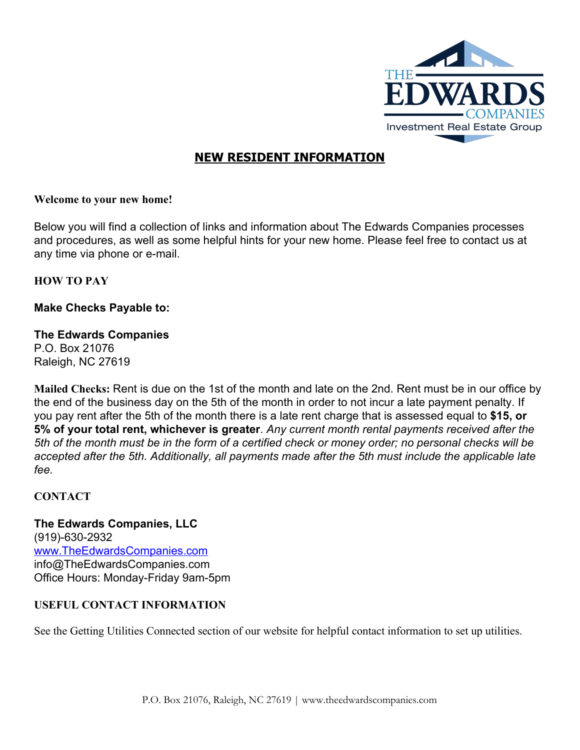# NEW RESIDENT INFORMATION

**Welcome to your new home!**

Below you will find a collection of links and information about The Edwards Companies processes and procedures, as well as some helpful hints for your new home. Please feel free to contact us at any time via phone or e-mail.

## HOW TO PAY

**Make Checks Payable to:**

**The Edwards Companies**
P.O. Box 21076
Raleigh, NC 27619

**Mailed Checks:** Rent is due on the 1st of the month and late on the 2nd. Rent must be in our office by the end of the business day on the 5th of the month in order to not incur a late payment penalty. If you pay rent after the 5th of the month there is a late rent charge that is assessed equal to **$15, or 5% of your total rent, whichever is greater**. *Any current month rental payments received after the 5th of the month must be in the form of a certified check or money order; no personal checks will be accepted after the 5th. Additionally, all payments made after the 5th must include the applicable late fee.*

## CONTACT

**The Edwards Companies, LLC**
(919)-630-2932
www.TheEdwardsCompanies.com
info@TheEdwardsCompanies.com
Office Hours: Monday-Friday 9am-5pm

## USEFUL CONTACT INFORMATION

See the Getting Utilities Connected section of our website for helpful contact information to set up utilities.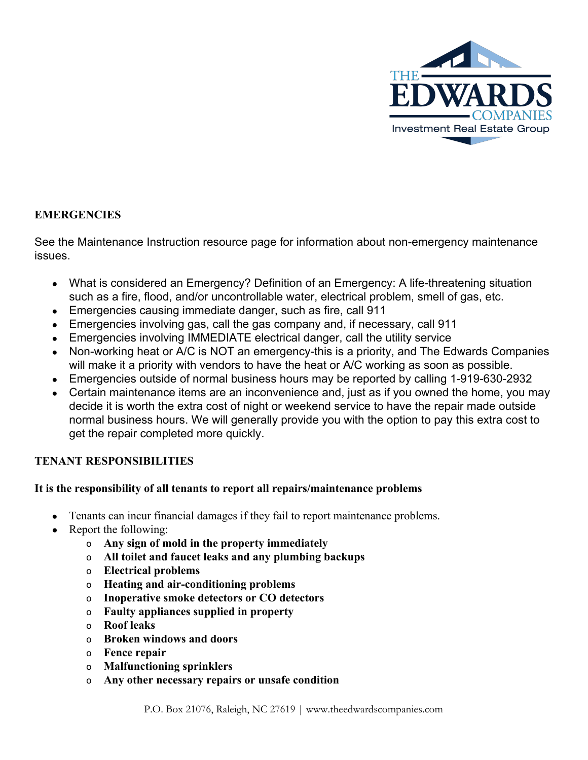## EMERGENCIES

See the Maintenance Instruction resource page for information about non-emergency maintenance issues.

- What is considered an Emergency? Definition of an Emergency: A life-threatening situation such as a fire, flood, and/or uncontrollable water, electrical problem, smell of gas, etc.
- Emergencies causing immediate danger, such as fire, call 911
- Emergencies involving gas, call the gas company and, if necessary, call 911
- Emergencies involving IMMEDIATE electrical danger, call the utility service
- Non-working heat or A/C is NOT an emergency-this is a priority, and The Edwards Companies will make it a priority with vendors to have the heat or A/C working as soon as possible.
- Emergencies outside of normal business hours may be reported by calling 1-919-630-2932
- Certain maintenance items are an inconvenience and, just as if you owned the home, you may decide it is worth the extra cost of night or weekend service to have the repair made outside normal business hours. We will generally provide you with the option to pay this extra cost to get the repair completed more quickly.

## TENANT RESPONSIBILITIES

**It is the responsibility of all tenants to report all repairs/maintenance problems**

- Tenants can incur financial damages if they fail to report maintenance problems.
- Report the following:
  - **Any sign of mold in the property immediately**
  - **All toilet and faucet leaks and any plumbing backups**
  - **Electrical problems**
  - **Heating and air-conditioning problems**
  - **Inoperative smoke detectors or CO detectors**
  - **Faulty appliances supplied in property**
  - **Roof leaks**
  - **Broken windows and doors**
  - **Fence repair**
  - **Malfunctioning sprinklers**
  - **Any other necessary repairs or unsafe condition**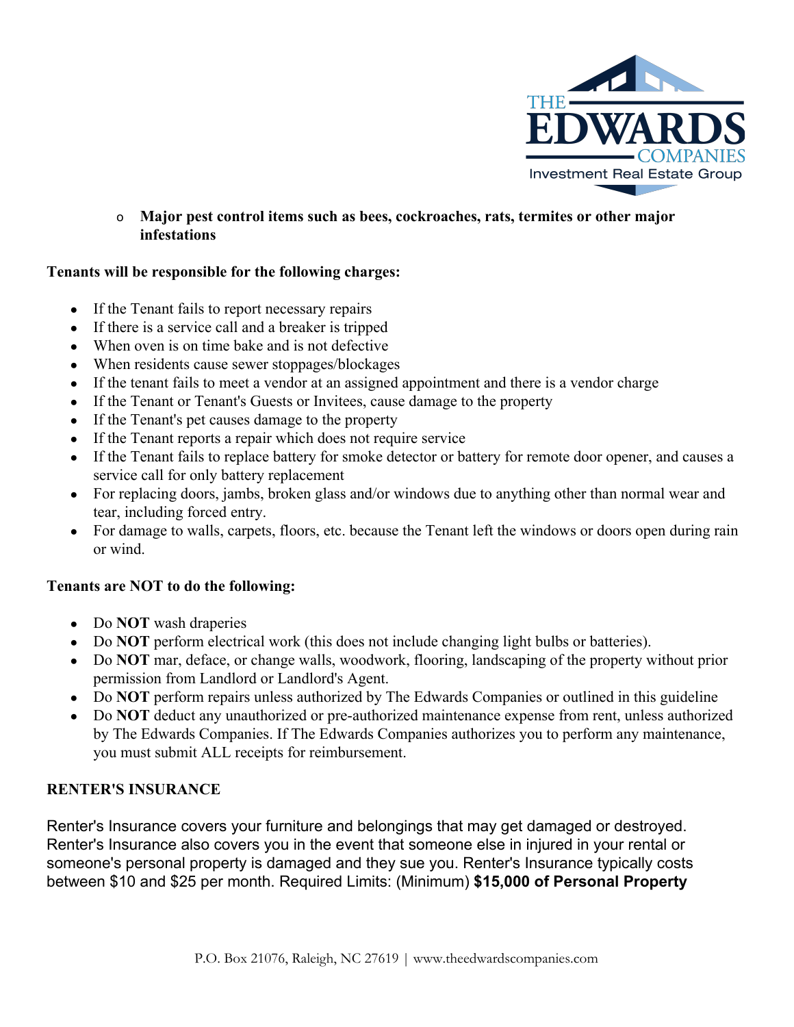- **Major pest control items such as bees, cockroaches, rats, termites or other major infestations**

**Tenants will be responsible for the following charges:**

- If the Tenant fails to report necessary repairs
- If there is a service call and a breaker is tripped
- When oven is on time bake and is not defective
- When residents cause sewer stoppages/blockages
- If the tenant fails to meet a vendor at an assigned appointment and there is a vendor charge
- If the Tenant or Tenant's Guests or Invitees, cause damage to the property
- If the Tenant's pet causes damage to the property
- If the Tenant reports a repair which does not require service
- If the Tenant fails to replace battery for smoke detector or battery for remote door opener, and causes a service call for only battery replacement
- For replacing doors, jambs, broken glass and/or windows due to anything other than normal wear and tear, including forced entry.
- For damage to walls, carpets, floors, etc. because the Tenant left the windows or doors open during rain or wind.

**Tenants are NOT to do the following:**

- Do **NOT** wash draperies
- Do **NOT** perform electrical work (this does not include changing light bulbs or batteries).
- Do **NOT** mar, deface, or change walls, woodwork, flooring, landscaping of the property without prior permission from Landlord or Landlord's Agent.
- Do **NOT** perform repairs unless authorized by The Edwards Companies or outlined in this guideline
- Do **NOT** deduct any unauthorized or pre-authorized maintenance expense from rent, unless authorized by The Edwards Companies. If The Edwards Companies authorizes you to perform any maintenance, you must submit ALL receipts for reimbursement.

**RENTER'S INSURANCE**

Renter's Insurance covers your furniture and belongings that may get damaged or destroyed. Renter's Insurance also covers you in the event that someone else in injured in your rental or someone's personal property is damaged and they sue you. Renter's Insurance typically costs between $10 and $25 per month. Required Limits: (Minimum) **$15,000 of Personal Property**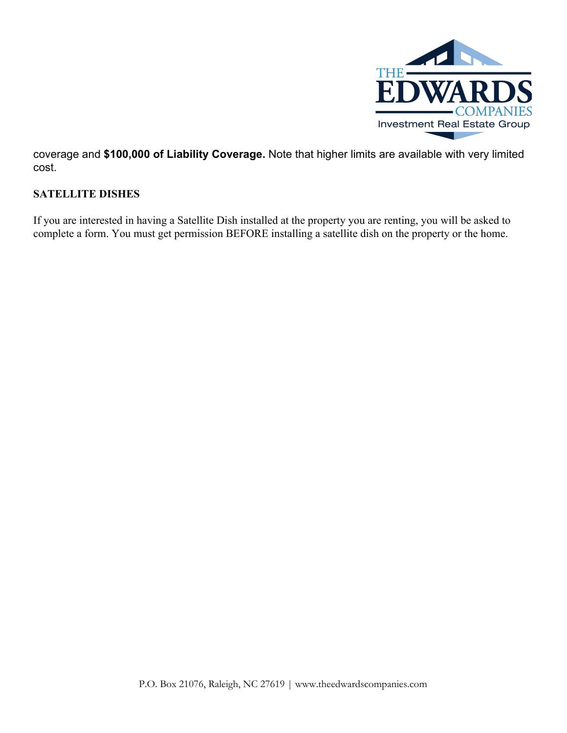coverage and **$100,000 of Liability Coverage.** Note that higher limits are available with very limited cost.

## SATELLITE DISHES

If you are interested in having a Satellite Dish installed at the property you are renting, you will be asked to complete a form. You must get permission BEFORE installing a satellite dish on the property or the home.